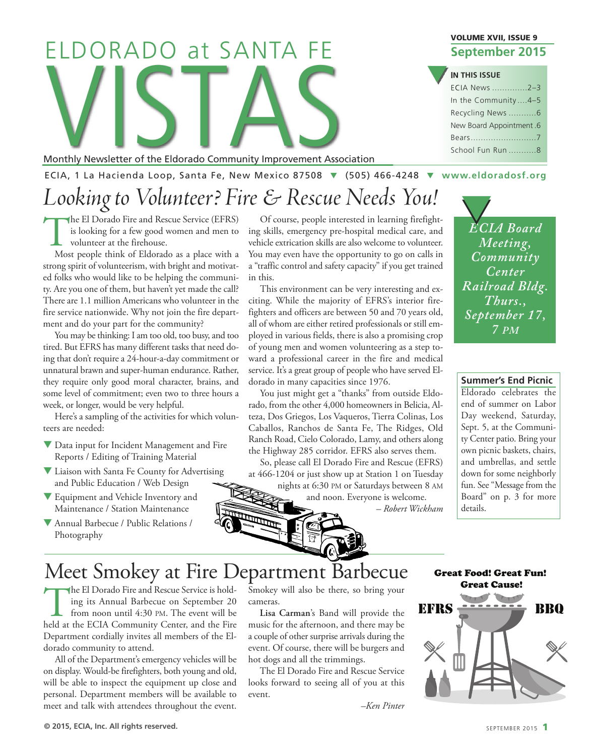# ELDORADO at SANTA FE VISTAS

Monthly Newsletter of the Eldorado Community Improvement Association

**VOLUME XVII, ISSUE 9**
**September 2015**

**IN THIS ISSUE**
- ECIA News ..............2–3
- In the Community....4–5
- Recycling News ...........6
- New Board Appointment .6
- Bears..........................7
- School Fun Run ...........8

ECIA, 1 La Hacienda Loop, Santa Fe, New Mexico 87508 ▼ (505) 466-4248 ▼ www.eldoradosf.org

## *Looking to Volunteer? Fire & Rescue Needs You!*

The El Dorado Fire and Rescue Service (EFRS) is looking for a few good women and men to volunteer at the firehouse.

Most people think of Eldorado as a place with a strong spirit of volunteerism, with bright and motivated folks who would like to be helping the community. Are you one of them, but haven't yet made the call? There are 1.1 million Americans who volunteer in the fire service nationwide. Why not join the fire department and do your part for the community?

You may be thinking: I am too old, too busy, and too tired. But EFRS has many different tasks that need doing that don't require a 24-hour-a-day commitment or unnatural brawn and super-human endurance. Rather, they require only good moral character, brains, and some level of commitment; even two to three hours a week, or longer, would be very helpful.

Here's a sampling of the activities for which volunteers are needed:

- Data input for Incident Management and Fire Reports / Editing of Training Material
- Liaison with Santa Fe County for Advertising and Public Education / Web Design
- Equipment and Vehicle Inventory and Maintenance / Station Maintenance
- Annual Barbecue / Public Relations / Photography

Of course, people interested in learning firefighting skills, emergency pre-hospital medical care, and vehicle extrication skills are also welcome to volunteer. You may even have the opportunity to go on calls in a "traffic control and safety capacity" if you get trained in this.

This environment can be very interesting and exciting. While the majority of EFRS's interior firefighters and officers are between 50 and 70 years old, all of whom are either retired professionals or still employed in various fields, there is also a promising crop of young men and women volunteering as a step toward a professional career in the fire and medical service. It's a great group of people who have served Eldorado in many capacities since 1976.

You just might get a "thanks" from outside Eldorado, from the other 4,000 homeowners in Belicia, Alteza, Dos Griegos, Los Vaqueros, Tierra Colinas, Los Caballos, Ranchos de Santa Fe, The Ridges, Old Ranch Road, Cielo Colorado, Lamy, and others along the Highway 285 corridor. EFRS also serves them.

So, please call El Dorado Fire and Rescue (EFRS) at 466-1204 or just show up at Station 1 on Tuesday nights at 6:30 PM or Saturdays between 8 AM and noon. Everyone is welcome.

*– Robert Wickham*

*ECIA Board Meeting, Community Center Railroad Bldg. Thurs., September 17, 7 PM*

**Summer's End Picnic**

Eldorado celebrates the end of summer on Labor Day weekend, Saturday, Sept. 5, at the Community Center patio. Bring your own picnic baskets, chairs, and umbrellas, and settle down for some neighborly fun. See "Message from the Board" on p. 3 for more details.

## Meet Smokey at Fire Department Barbecue

The El Dorado Fire and Rescue Service is holding its Annual Barbecue on September 20 from noon until 4:30 PM. The event will be held at the ECIA Community Center, and the Fire Department cordially invites all members of the Eldorado community to attend.

All of the Department's emergency vehicles will be on display. Would-be firefighters, both young and old, will be able to inspect the equipment up close and personal. Department members will be available to meet and talk with attendees throughout the event. Smokey will also be there, so bring your cameras.

**Lisa Carman**'s Band will provide the music for the afternoon, and there may be a couple of other surprise arrivals during the event. Of course, there will be burgers and hot dogs and all the trimmings.

The El Dorado Fire and Rescue Service looks forward to seeing all of you at this event.

*–Ken Pinter*

**Great Food! Great Fun! Great Cause!**

**EFRS BBQ**

© 2015, ECIA, Inc. All rights reserved.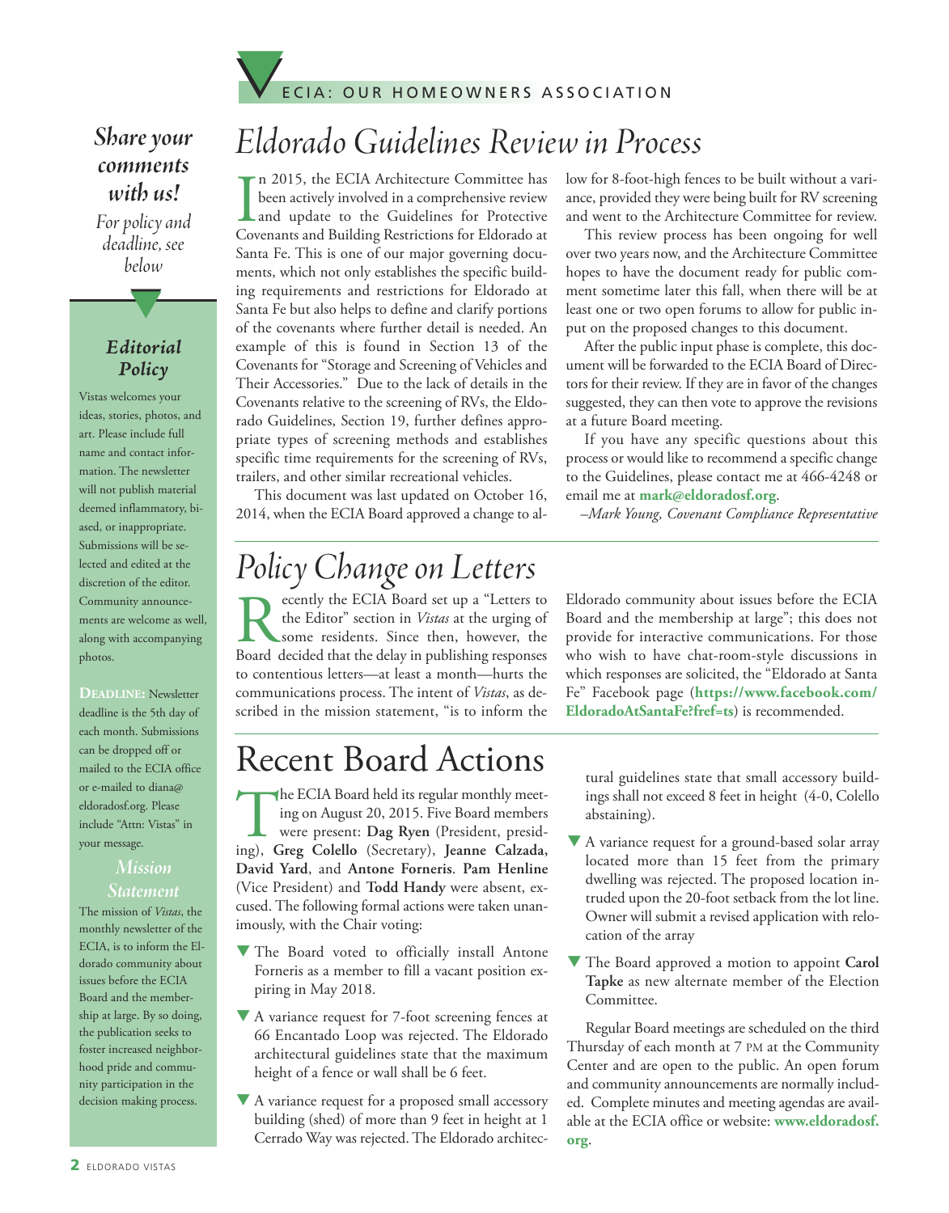# Eldorado Guidelines Review in Process

In 2015, the ECIA Architecture Committee has been actively involved in a comprehensive review and update to the Guidelines for Protective Covenants and Building Restrictions for Eldorado at Santa Fe. This is one of our major governing documents, which not only establishes the specific building requirements and restrictions for Eldorado at Santa Fe but also helps to define and clarify portions of the covenants where further detail is needed. An example of this is found in Section 13 of the Covenants for "Storage and Screening of Vehicles and Their Accessories." Due to the lack of details in the Covenants relative to the screening of RVs, the Eldorado Guidelines, Section 19, further defines appropriate types of screening methods and establishes specific time requirements for the screening of RVs, trailers, and other similar recreational vehicles.

This document was last updated on October 16, 2014, when the ECIA Board approved a change to allow for 8-foot-high fences to be built without a variance, provided they were being built for RV screening and went to the Architecture Committee for review.

This review process has been ongoing for well over two years now, and the Architecture Committee hopes to have the document ready for public comment sometime later this fall, when there will be at least one or two open forums to allow for public input on the proposed changes to this document.

After the public input phase is complete, this document will be forwarded to the ECIA Board of Directors for their review. If they are in favor of the changes suggested, they can then vote to approve the revisions at a future Board meeting.

If you have any specific questions about this process or would like to recommend a specific change to the Guidelines, please contact me at 466-4248 or email me at **mark@eldoradosf.org**.

*–Mark Young, Covenant Compliance Representative*

# Policy Change on Letters

Recently the ECIA Board set up a "Letters to the Editor" section in *Vistas* at the urging of some residents. Since then, however, the Board decided that the delay in publishing responses to contentious letters—at least a month—hurts the communications process. The intent of *Vistas*, as described in the mission statement, "is to inform the Eldorado community about issues before the ECIA Board and the membership at large"; this does not provide for interactive communications. For those who wish to have chat-room-style discussions in which responses are solicited, the "Eldorado at Santa Fe" Facebook page (**https://www.facebook.com/EldoradoAtSantaFe?fref=ts**) is recommended.

# Recent Board Actions

The ECIA Board held its regular monthly meeting on August 20, 2015. Five Board members were present: **Dag Ryen** (President, presiding), **Greg Colello** (Secretary), **Jeanne Calzada, David Yard**, and **Antone Forneris**. **Pam Henline** (Vice President) and **Todd Handy** were absent, excused. The following formal actions were taken unanimously, with the Chair voting:

- The Board voted to officially install Antone Forneris as a member to fill a vacant position expiring in May 2018.
- A variance request for 7-foot screening fences at 66 Encantado Loop was rejected. The Eldorado architectural guidelines state that the maximum height of a fence or wall shall be 6 feet.
- A variance request for a proposed small accessory building (shed) of more than 9 feet in height at 1 Cerrado Way was rejected. The Eldorado architectural guidelines state that small accessory buildings shall not exceed 8 feet in height (4-0, Colello abstaining).
- A variance request for a ground-based solar array located more than 15 feet from the primary dwelling was rejected. The proposed location intruded upon the 20-foot setback from the lot line. Owner will submit a revised application with relocation of the array
- The Board approved a motion to appoint **Carol Tapke** as new alternate member of the Election Committee.

Regular Board meetings are scheduled on the third Thursday of each month at 7 PM at the Community Center and are open to the public. An open forum and community announcements are normally included. Complete minutes and meeting agendas are available at the ECIA office or website: **www.eldoradosf.org**.

---

## Share your comments with us!

*For policy and deadline, see below*

### Editorial Policy

Vistas welcomes your ideas, stories, photos, and art. Please include full name and contact information. The newsletter will not publish material deemed inflammatory, biased, or inappropriate. Submissions will be selected and edited at the discretion of the editor. Community announcements are welcome as well, along with accompanying photos.

**DEADLINE:** Newsletter deadline is the 5th day of each month. Submissions can be dropped off or mailed to the ECIA office or e-mailed to diana@eldoradosf.org. Please include "Attn: Vistas" in your message.

### Mission Statement

The mission of *Vistas*, the monthly newsletter of the ECIA, is to inform the Eldorado community about issues before the ECIA Board and the membership at large. By so doing, the publication seeks to foster increased neighborhood pride and community participation in the decision making process.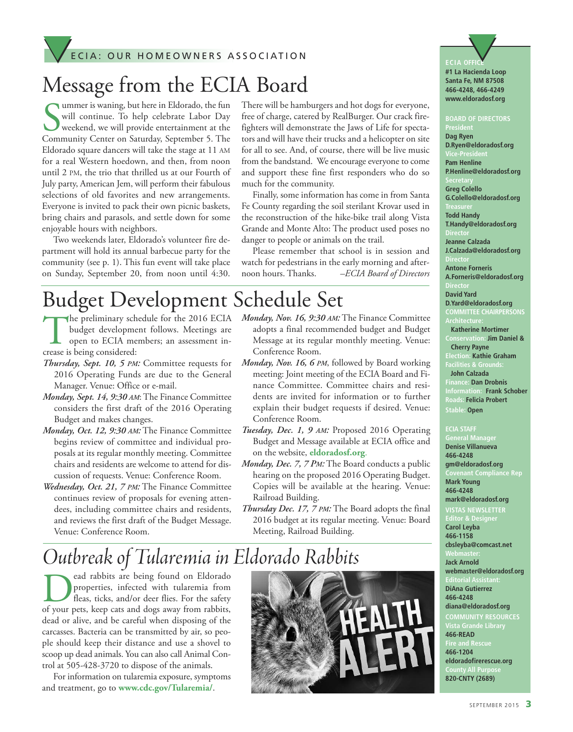ECIA: OUR HOMEOWNERS ASSOCIATION

# Message from the ECIA Board

Summer is waning, but here in Eldorado, the fun will continue. To help celebrate Labor Day weekend, we will provide entertainment at the Community Center on Saturday, September 5. The Eldorado square dancers will take the stage at 11 AM for a real Western hoedown, and then, from noon until 2 PM, the trio that thrilled us at our Fourth of July party, American Jem, will perform their fabulous selections of old favorites and new arrangements. Everyone is invited to pack their own picnic baskets, bring chairs and parasols, and settle down for some enjoyable hours with neighbors.

Two weekends later, Eldorado's volunteer fire department will hold its annual barbecue party for the community (see p. 1). This fun event will take place on Sunday, September 20, from noon until 4:30. There will be hamburgers and hot dogs for everyone, free of charge, catered by RealBurger. Our crack firefighters will demonstrate the Jaws of Life for spectators and will have their trucks and a helicopter on site for all to see. And, of course, there will be live music from the bandstand. We encourage everyone to come and support these fine first responders who do so much for the community.

Finally, some information has come in from Santa Fe County regarding the soil sterilant Krovar used in the reconstruction of the hike-bike trail along Vista Grande and Monte Alto: The product used poses no danger to people or animals on the trail.

Please remember that school is in session and watch for pedestrians in the early morning and afternoon hours. Thanks. *–ECIA Board of Directors*

# Budget Development Schedule Set

The preliminary schedule for the 2016 ECIA budget development follows. Meetings are open to ECIA members; an assessment increase is being considered:

*Thursday, Sept. 10, 5 PM:* Committee requests for 2016 Operating Funds are due to the General Manager. Venue: Office or e-mail.

*Monday, Sept. 14, 9:30 AM*: The Finance Committee considers the first draft of the 2016 Operating Budget and makes changes.

*Monday, Oct. 12, 9:30 AM:* The Finance Committee begins review of committee and individual proposals at its regular monthly meeting. Committee chairs and residents are welcome to attend for discussion of requests. Venue: Conference Room.

*Wednesday, Oct. 21, 7 PM:* The Finance Committee continues review of proposals for evening attendees, including committee chairs and residents, and reviews the first draft of the Budget Message. Venue: Conference Room.

*Monday, Nov. 16, 9:30 AM:* The Finance Committee adopts a final recommended budget and Budget Message at its regular monthly meeting. Venue: Conference Room.

*Monday, Nov. 16, 6 PM*, followed by Board working meeting: Joint meeting of the ECIA Board and Finance Committee. Committee chairs and residents are invited for information or to further explain their budget requests if desired. Venue: Conference Room.

*Tuesday, Dec. 1, 9 AM:* Proposed 2016 Operating Budget and Message available at ECIA office and on the website, **eldoradosf.org**.

*Monday, Dec. 7, 7 PM:* The Board conducts a public hearing on the proposed 2016 Operating Budget. Copies will be available at the hearing. Venue: Railroad Building.

*Thursday Dec. 17, 7 PM:* The Board adopts the final 2016 budget at its regular meeting. Venue: Board Meeting, Railroad Building.

# *Outbreak of Tularemia in Eldorado Rabbits*

Dead rabbits are being found on Eldorado properties, infected with tularemia from fleas, ticks, and/or deer flies. For the safety of your pets, keep cats and dogs away from rabbits, dead or alive, and be careful when disposing of the carcasses. Bacteria can be transmitted by air, so people should keep their distance and use a shovel to scoop up dead animals. You can also call Animal Control at 505-428-3720 to dispose of the animals.

For information on tularemia exposure, symptoms and treatment, go to **www.cdc.gov/Tularemia/**.

---

**ECIA OFFICE**
#1 La Hacienda Loop
Santa Fe, NM 87508
466-4248, 466-4249
www.eldoradosf.org

**BOARD OF DIRECTORS**

President
Dag Ryen
D.Ryen@eldoradosf.org

Vice-President
Pam Henline
P.Henline@eldoradosf.org

Secretary
Greg Colello
G.Colello@eldoradosf.org

Treasurer
Todd Handy
T.Handy@eldoradosf.org

Director
Jeanne Calzada
J.Calzada@eldoradosf.org

Director
Antone Forneris
A.Forneris@eldoradosf.org

Director
David Yard
D.Yard@eldoradosf.org

**COMMITTEE CHAIRPERSONS**

Architecture: Katherine Mortimer
Conservation: Jim Daniel & Cherry Payne
Election: Kathie Graham
Facilities & Grounds: John Calzada
Finance: Dan Drobnis
Information: Frank Schober
Roads: Felicia Probert
Stable: Open

**ECIA STAFF**

General Manager
Denise Villanueva
466-4248
gm@eldoradosf.org

Covenant Compliance Rep
Mark Young
466-4248
mark@eldoradosf.org

**VISTAS NEWSLETTER**

Editor & Designer
Carol Leyba
466-1158
cbsleyba@comcast.net

Webmaster:
Jack Arnold
webmaster@eldoradosf.org

Editorial Assistant:
DiAna Gutierrez
466-4248
diana@eldoradosf.org

**COMMUNITY RESOURCES**

Vista Grande Library
466-READ

Fire and Rescue
466-1204
eldoradofirerescue.org

County All Purpose
820-CNTY (2689)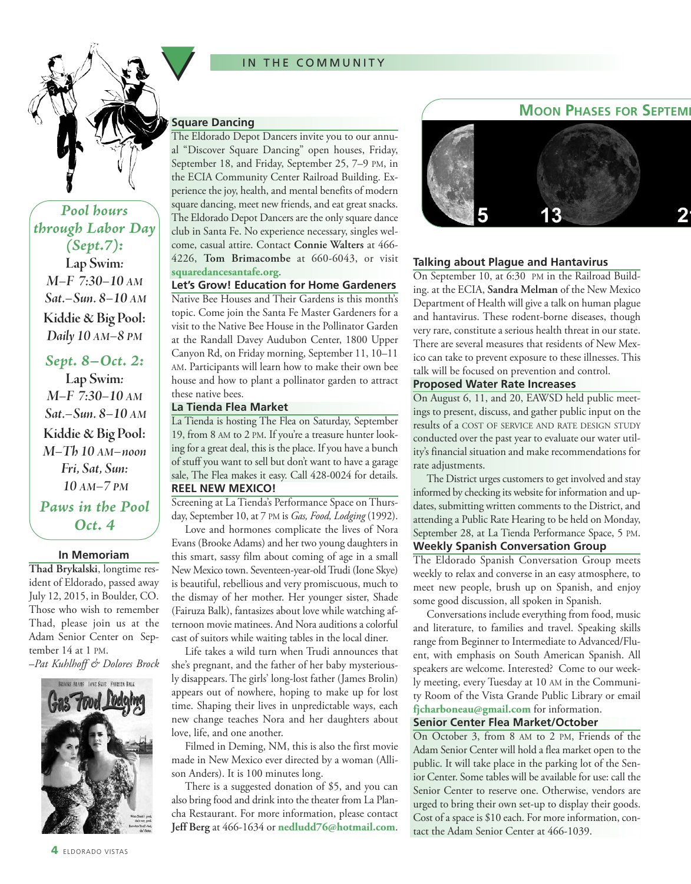IN THE COMMUNITY

*Pool hours through Labor Day (Sept.7):*

**Lap Swim:**
*M–F 7:30–10 AM*
*Sat.–Sun. 8–10 AM*

**Kiddie & Big Pool:**
*Daily 10 AM–8 PM*

*Sept. 8–Oct. 2:*

**Lap Swim:**
*M–F 7:30–10 AM*
*Sat.–Sun. 8–10 AM*

**Kiddie & Big Pool:**
*M–Th 10 AM–noon*
*Fri, Sat, Sun:*
*10 AM–7 PM*

*Paws in the Pool Oct. 4*

### In Memoriam

**Thad Brykalski**, longtime resident of Eldorado, passed away July 12, 2015, in Boulder, CO. Those who wish to remember Thad, please join us at the Adam Senior Center on September 14 at 1 PM.

*–Pat Kuhlhoff & Dolores Brock*

### Square Dancing

The Eldorado Depot Dancers invite you to our annual "Discover Square Dancing" open houses, Friday, September 18, and Friday, September 25, 7–9 PM, in the ECIA Community Center Railroad Building. Experience the joy, health, and mental benefits of modern square dancing, meet new friends, and eat great snacks. The Eldorado Depot Dancers are the only square dance club in Santa Fe. No experience necessary, singles welcome, casual attire. Contact **Connie Walters** at 466-4226, **Tom Brimacombe** at 660-6043, or visit **squaredancesantafe.org**.

### Let's Grow! Education for Home Gardeners

Native Bee Houses and Their Gardens is this month's topic. Come join the Santa Fe Master Gardeners for a visit to the Native Bee House in the Pollinator Garden at the Randall Davey Audubon Center, 1800 Upper Canyon Rd, on Friday morning, September 11, 10–11 AM. Participants will learn how to make their own bee house and how to plant a pollinator garden to attract these native bees.

### La Tienda Flea Market

La Tienda is hosting The Flea on Saturday, September 19, from 8 AM to 2 PM. If you're a treasure hunter looking for a great deal, this is the place. If you have a bunch of stuff you want to sell but don't want to have a garage sale, The Flea makes it easy. Call 428-0024 for details.

### REEL NEW MEXICO!

Screening at La Tienda's Performance Space on Thursday, September 10, at 7 PM is *Gas, Food, Lodging* (1992).

Love and hormones complicate the lives of Nora Evans (Brooke Adams) and her two young daughters in this smart, sassy film about coming of age in a small New Mexico town. Seventeen-year-old Trudi (Ione Skye) is beautiful, rebellious and very promiscuous, much to the dismay of her mother. Her younger sister, Shade (Fairuza Balk), fantasizes about love while watching afternoon movie matinees. And Nora auditions a colorful cast of suitors while waiting tables in the local diner.

Life takes a wild turn when Trudi announces that she's pregnant, and the father of her baby mysteriously disappears. The girls' long-lost father (James Brolin) appears out of nowhere, hoping to make up for lost time. Shaping their lives in unpredictable ways, each new change teaches Nora and her daughters about love, life, and one another.

Filmed in Deming, NM, this is also the first movie made in New Mexico ever directed by a woman (Allison Anders). It is 100 minutes long.

There is a suggested donation of $5, and you can also bring food and drink into the theater from La Plancha Restaurant. For more information, please contact **Jeff Berg** at 466-1634 or **nedludd76@hotmail.com**.

### Moon Phases for September

5 &nbsp;&nbsp; 13 &nbsp;&nbsp; 21

### Talking about Plague and Hantavirus

On September 10, at 6:30 PM in the Railroad Building. at the ECIA, **Sandra Melman** of the New Mexico Department of Health will give a talk on human plague and hantavirus. These rodent-borne diseases, though very rare, constitute a serious health threat in our state. There are several measures that residents of New Mexico can take to prevent exposure to these illnesses. This talk will be focused on prevention and control.

### Proposed Water Rate Increases

On August 6, 11, and 20, EAWSD held public meetings to present, discuss, and gather public input on the results of a COST OF SERVICE AND RATE DESIGN STUDY conducted over the past year to evaluate our water utility's financial situation and make recommendations for rate adjustments.

The District urges customers to get involved and stay informed by checking its website for information and updates, submitting written comments to the District, and attending a Public Rate Hearing to be held on Monday, September 28, at La Tienda Performance Space, 5 PM.

### Weekly Spanish Conversation Group

The Eldorado Spanish Conversation Group meets weekly to relax and converse in an easy atmosphere, to meet new people, brush up on Spanish, and enjoy some good discussion, all spoken in Spanish.

Conversations include everything from food, music and literature, to families and travel. Speaking skills range from Beginner to Intermediate to Advanced/Fluent, with emphasis on South American Spanish. All speakers are welcome. Interested? Come to our weekly meeting, every Tuesday at 10 AM in the Community Room of the Vista Grande Public Library or email **fjcharboneau@gmail.com** for information.

### Senior Center Flea Market/October

On October 3, from 8 AM to 2 PM, Friends of the Adam Senior Center will hold a flea market open to the public. It will take place in the parking lot of the Senior Center. Some tables will be available for use: call the Senior Center to reserve one. Otherwise, vendors are urged to bring their own set-up to display their goods. Cost of a space is $10 each. For more information, contact the Adam Senior Center at 466-1039.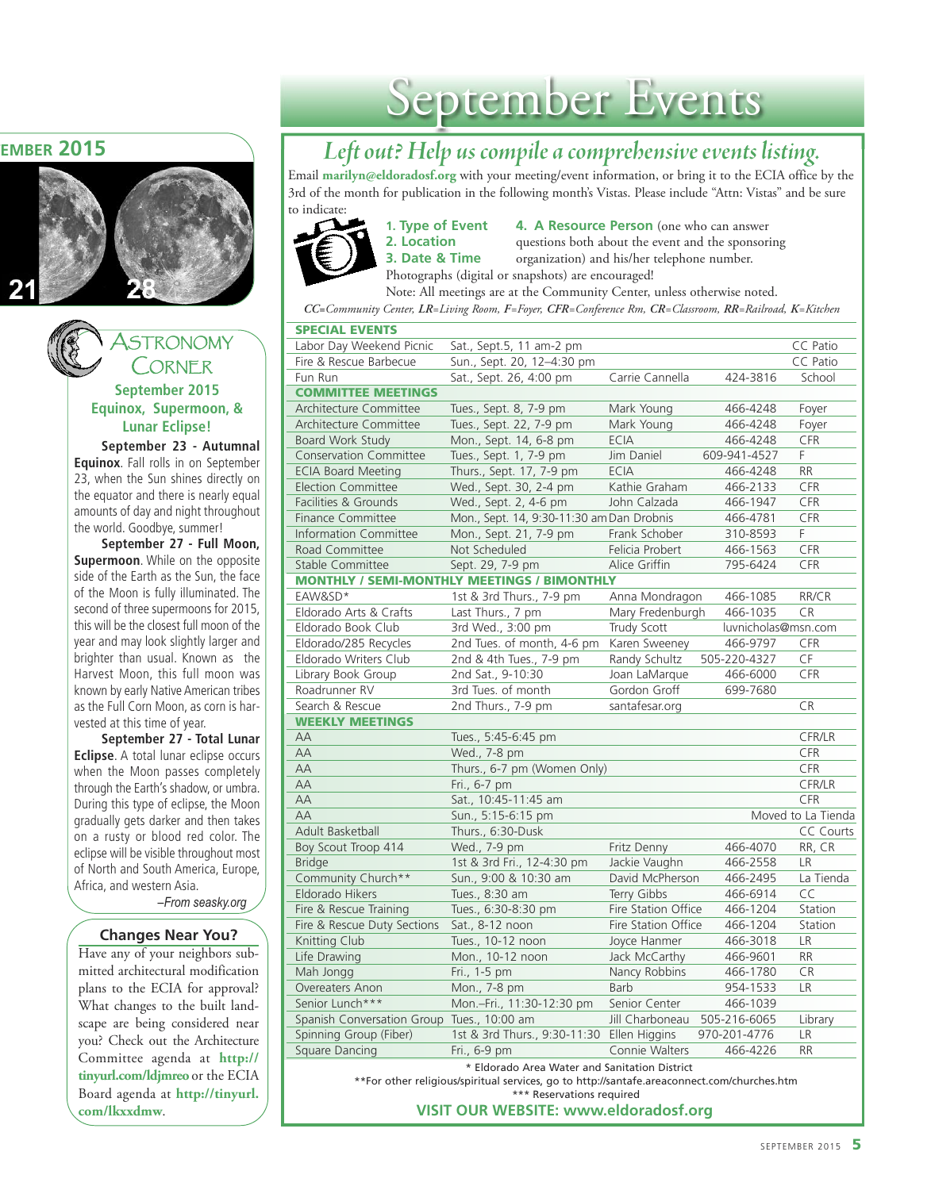EMBER 2015

21 28

# Astronomy Corner

**September 2015**
**Equinox, Supermoon, & Lunar Eclipse!**

**September 23 - Autumnal Equinox**. Fall rolls in on September 23, when the Sun shines directly on the equator and there is nearly equal amounts of day and night throughout the world. Goodbye, summer!

**September 27 - Full Moon, Supermoon**. While on the opposite side of the Earth as the Sun, the face of the Moon is fully illuminated. The second of three supermoons for 2015, this will be the closest full moon of the year and may look slightly larger and brighter than usual. Known as the Harvest Moon, this full moon was known by early Native American tribes as the Full Corn Moon, as corn is harvested at this time of year.

**September 27 - Total Lunar Eclipse**. A total lunar eclipse occurs when the Moon passes completely through the Earth's shadow, or umbra. During this type of eclipse, the Moon gradually gets darker and then takes on a rusty or blood red color. The eclipse will be visible throughout most of North and South America, Europe, Africa, and western Asia.

*–From seasky.org*

## Changes Near You?

Have any of your neighbors submitted architectural modification plans to the ECIA for approval? What changes to the built landscape are being considered near you? Check out the Architecture Committee agenda at **http://tinyurl.com/ldjmreo** or the ECIA Board agenda at **http://tinyurl.com/lkxxdmw**.

# September Events

## *Left out? Help us compile a comprehensive events listing.*

Email **marilyn@eldoradosf.org** with your meeting/event information, or bring it to the ECIA office by the 3rd of the month for publication in the following month's Vistas. Please include "Attn: Vistas" and be sure to indicate:

**1. Type of Event**
**2. Location**
**3. Date & Time**
**4. A Resource Person** (one who can answer questions both about the event and the sponsoring organization) and his/her telephone number.

Photographs (digital or snapshots) are encouraged!

Note: All meetings are at the Community Center, unless otherwise noted.

*CC=Community Center, LR=Living Room, F=Foyer, CFR=Conference Rm, CR=Classroom, RR=Railroad, K=Kitchen*

| **SPECIAL EVENTS** | | | | |
|---|---|---|---|---|
| Labor Day Weekend Picnic | Sat., Sept.5, 11 am-2 pm | | | CC Patio |
| Fire & Rescue Barbecue | Sun., Sept. 20, 12–4:30 pm | | | CC Patio |
| Fun Run | Sat., Sept. 26, 4:00 pm | Carrie Cannella | 424-3816 | School |
| **COMMITTEE MEETINGS** | | | | |
| Architecture Committee | Tues., Sept. 8, 7-9 pm | Mark Young | 466-4248 | Foyer |
| Architecture Committee | Tues., Sept. 22, 7-9 pm | Mark Young | 466-4248 | Foyer |
| Board Work Study | Mon., Sept. 14, 6-8 pm | ECIA | 466-4248 | CFR |
| Conservation Committee | Tues., Sept. 1, 7-9 pm | Jim Daniel | 609-941-4527 | F |
| ECIA Board Meeting | Thurs., Sept. 17, 7-9 pm | ECIA | 466-4248 | RR |
| Election Committee | Wed., Sept. 30, 2-4 pm | Kathie Graham | 466-2133 | CFR |
| Facilities & Grounds | Wed., Sept. 2, 4-6 pm | John Calzada | 466-1947 | CFR |
| Finance Committee | Mon., Sept. 14, 9:30-11:30 am | Dan Drobnis | 466-4781 | CFR |
| Information Committee | Mon., Sept. 21, 7-9 pm | Frank Schober | 310-8593 | F |
| Road Committee | Not Scheduled | Felicia Probert | 466-1563 | CFR |
| Stable Committee | Sept. 29, 7-9 pm | Alice Griffin | 795-6424 | CFR |
| **MONTHLY / SEMI-MONTHLY MEETINGS / BIMONTHLY** | | | | |
| EAW&SD* | 1st & 3rd Thurs., 7-9 pm | Anna Mondragon | 466-1085 | RR/CR |
| Eldorado Arts & Crafts | Last Thurs., 7 pm | Mary Fredenburgh | 466-1035 | CR |
| Eldorado Book Club | 3rd Wed., 3:00 pm | Trudy Scott | luvnicholas@msn.com | |
| Eldorado/285 Recycles | 2nd Tues. of month, 4-6 pm | Karen Sweeney | 466-9797 | CFR |
| Eldorado Writers Club | 2nd & 4th Tues., 7-9 pm | Randy Schultz | 505-220-4327 | CF |
| Library Book Group | 2nd Sat., 9-10:30 | Joan LaMarque | 466-6000 | CFR |
| Roadrunner RV | 3rd Tues. of month | Gordon Groff | 699-7680 | |
| Search & Rescue | 2nd Thurs., 7-9 pm | santafesar.org | | CR |
| **WEEKLY MEETINGS** | | | | |
| AA | Tues., 5:45-6:45 pm | | | CFR/LR |
| AA | Wed., 7-8 pm | | | CFR |
| AA | Thurs., 6-7 pm (Women Only) | | | CFR |
| AA | Fri., 6-7 pm | | | CFR/LR |
| AA | Sat., 10:45-11:45 am | | | CFR |
| AA | Sun., 5:15-6:15 pm | | | Moved to La Tienda |
| Adult Basketball | Thurs., 6:30-Dusk | | | CC Courts |
| Boy Scout Troop 414 | Wed., 7-9 pm | Fritz Denny | 466-4070 | RR, CR |
| Bridge | 1st & 3rd Fri., 12-4:30 pm | Jackie Vaughn | 466-2558 | LR |
| Community Church** | Sun., 9:00 & 10:30 am | David McPherson | 466-2495 | La Tienda |
| Eldorado Hikers | Tues., 8:30 am | Terry Gibbs | 466-6914 | CC |
| Fire & Rescue Training | Tues., 6:30-8:30 pm | Fire Station Office | 466-1204 | Station |
| Fire & Rescue Duty Sections | Sat., 8-12 noon | Fire Station Office | 466-1204 | Station |
| Knitting Club | Tues., 10-12 noon | Joyce Hanmer | 466-3018 | LR |
| Life Drawing | Mon., 10-12 noon | Jack McCarthy | 466-9601 | RR |
| Mah Jongg | Fri., 1-5 pm | Nancy Robbins | 466-1780 | CR |
| Overeaters Anon | Mon., 7-8 pm | Barb | 954-1533 | LR |
| Senior Lunch*** | Mon.–Fri., 11:30-12:30 pm | Senior Center | 466-1039 | |
| Spanish Conversation Group | Tues., 10:00 am | Jill Charboneau | 505-216-6065 | Library |
| Spinning Group (Fiber) | 1st & 3rd Thurs., 9:30-11:30 | Ellen Higgins | 970-201-4776 | LR |
| Square Dancing | Fri., 6-9 pm | Connie Walters | 466-4226 | RR |

\* Eldorado Area Water and Sanitation District

** For other religious/spiritual services, go to http://santafe.areaconnect.com/churches.htm

*** Reservations required

**VISIT OUR WEBSITE: www.eldoradosf.org**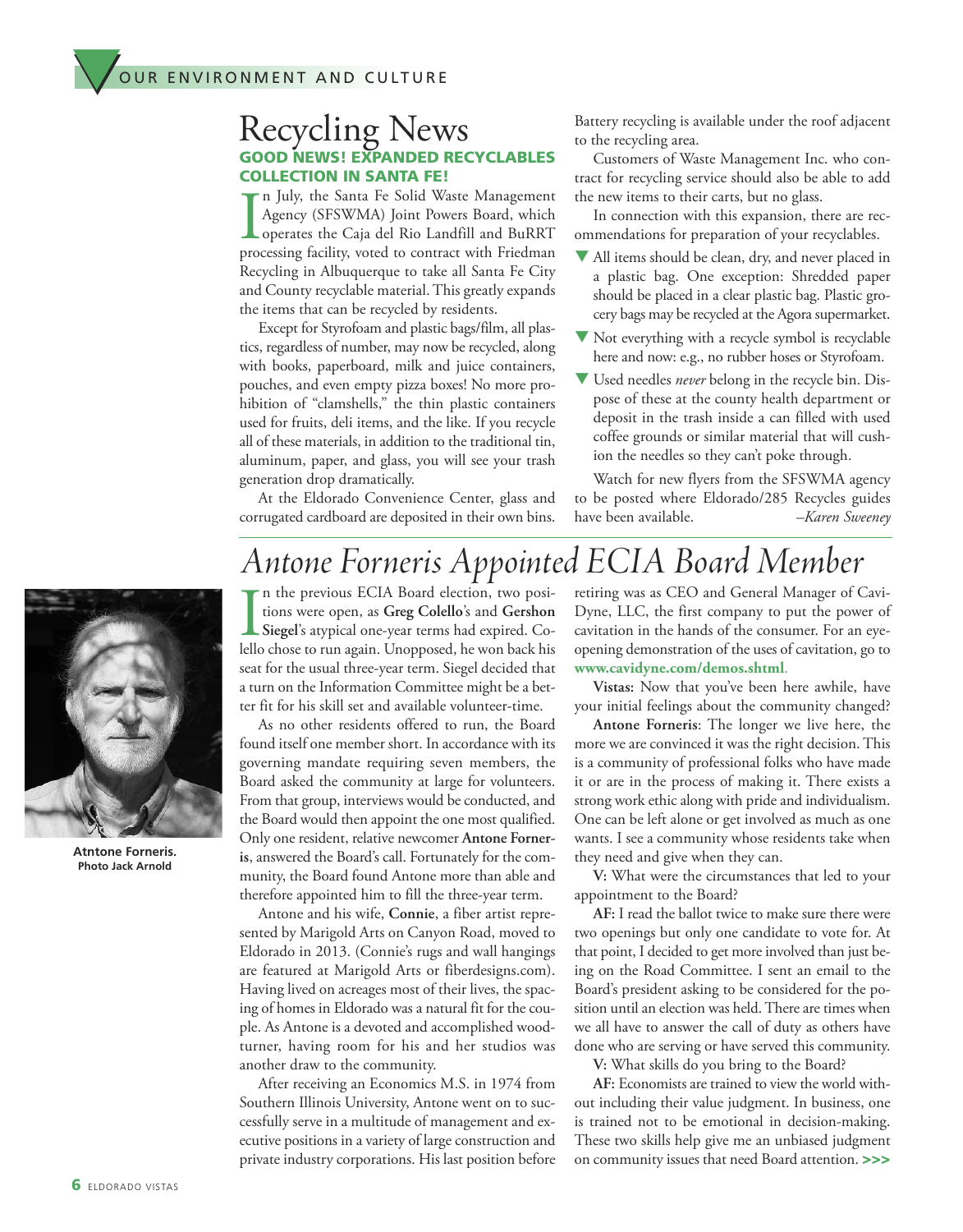# Recycling News

### GOOD NEWS! EXPANDED RECYCLABLES COLLECTION IN SANTA FE!

In July, the Santa Fe Solid Waste Management Agency (SFSWMA) Joint Powers Board, which operates the Caja del Rio Landfill and BuRRT processing facility, voted to contract with Friedman Recycling in Albuquerque to take all Santa Fe City and County recyclable material. This greatly expands the items that can be recycled by residents.

Except for Styrofoam and plastic bags/film, all plastics, regardless of number, may now be recycled, along with books, paperboard, milk and juice containers, pouches, and even empty pizza boxes! No more prohibition of "clamshells," the thin plastic containers used for fruits, deli items, and the like. If you recycle all of these materials, in addition to the traditional tin, aluminum, paper, and glass, you will see your trash generation drop dramatically.

At the Eldorado Convenience Center, glass and corrugated cardboard are deposited in their own bins. Battery recycling is available under the roof adjacent to the recycling area.

Customers of Waste Management Inc. who contract for recycling service should also be able to add the new items to their carts, but no glass.

In connection with this expansion, there are recommendations for preparation of your recyclables.

- All items should be clean, dry, and never placed in a plastic bag. One exception: Shredded paper should be placed in a clear plastic bag. Plastic grocery bags may be recycled at the Agora supermarket.
- Not everything with a recycle symbol is recyclable here and now: e.g., no rubber hoses or Styrofoam.
- Used needles *never* belong in the recycle bin. Dispose of these at the county health department or deposit in the trash inside a can filled with used coffee grounds or similar material that will cushion the needles so they can't poke through.

Watch for new flyers from the SFSWMA agency to be posted where Eldorado/285 Recycles guides have been available.

*–Karen Sweeney*

# *Antone Forneris Appointed ECIA Board Member*

**Atntone Forneris.**
**Photo Jack Arnold**

In the previous ECIA Board election, two positions were open, as **Greg Colello**'s and **Gershon Siegel**'s atypical one-year terms had expired. Colello chose to run again. Unopposed, he won back his seat for the usual three-year term. Siegel decided that a turn on the Information Committee might be a better fit for his skill set and available volunteer-time.

As no other residents offered to run, the Board found itself one member short. In accordance with its governing mandate requiring seven members, the Board asked the community at large for volunteers. From that group, interviews would be conducted, and the Board would then appoint the one most qualified. Only one resident, relative newcomer **Antone Forneris**, answered the Board's call. Fortunately for the community, the Board found Antone more than able and therefore appointed him to fill the three-year term.

Antone and his wife, **Connie**, a fiber artist represented by Marigold Arts on Canyon Road, moved to Eldorado in 2013. (Connie's rugs and wall hangings are featured at Marigold Arts or fiberdesigns.com). Having lived on acreages most of their lives, the spacing of homes in Eldorado was a natural fit for the couple. As Antone is a devoted and accomplished woodturner, having room for his and her studios was another draw to the community.

After receiving an Economics M.S. in 1974 from Southern Illinois University, Antone went on to successfully serve in a multitude of management and executive positions in a variety of large construction and private industry corporations. His last position before retiring was as CEO and General Manager of Cavi-Dyne, LLC, the first company to put the power of cavitation in the hands of the consumer. For an eye-opening demonstration of the uses of cavitation, go to **www.cavidyne.com/demos.shtml**.

**Vistas:** Now that you've been here awhile, have your initial feelings about the community changed?

**Antone Forneris**: The longer we live here, the more we are convinced it was the right decision. This is a community of professional folks who have made it or are in the process of making it. There exists a strong work ethic along with pride and individualism. One can be left alone or get involved as much as one wants. I see a community whose residents take when they need and give when they can.

**V:** What were the circumstances that led to your appointment to the Board?

**AF:** I read the ballot twice to make sure there were two openings but only one candidate to vote for. At that point, I decided to get more involved than just being on the Road Committee. I sent an email to the Board's president asking to be considered for the position until an election was held. There are times when we all have to answer the call of duty as others have done who are serving or have served this community.

**V:** What skills do you bring to the Board?

**AF:** Economists are trained to view the world without including their value judgment. In business, one is trained not to be emotional in decision-making. These two skills help give me an unbiased judgment on community issues that need Board attention. **>>>**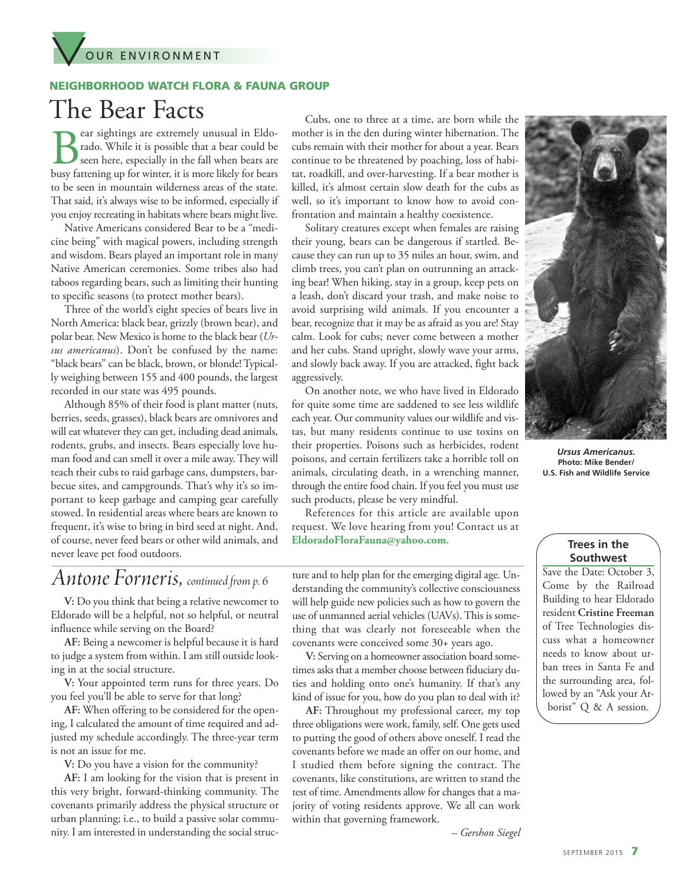OUR ENVIRONMENT

**NEIGHBORHOOD WATCH FLORA & FAUNA GROUP**

# The Bear Facts

Bear sightings are extremely unusual in Eldorado. While it is possible that a bear could be seen here, especially in the fall when bears are busy fattening up for winter, it is more likely for bears to be seen in mountain wilderness areas of the state. That said, it's always wise to be informed, especially if you enjoy recreating in habitats where bears might live.

Native Americans considered Bear to be a "medicine being" with magical powers, including strength and wisdom. Bears played an important role in many Native American ceremonies. Some tribes also had taboos regarding bears, such as limiting their hunting to specific seasons (to protect mother bears).

Three of the world's eight species of bears live in North America: black bear, grizzly (brown bear), and polar bear. New Mexico is home to the black bear (*Ursus americanus*). Don't be confused by the name: "black bears" can be black, brown, or blonde! Typically weighing between 155 and 400 pounds, the largest recorded in our state was 495 pounds.

Although 85% of their food is plant matter (nuts, berries, seeds, grasses), black bears are omnivores and will eat whatever they can get, including dead animals, rodents, grubs, and insects. Bears especially love human food and can smell it over a mile away. They will teach their cubs to raid garbage cans, dumpsters, barbecue sites, and campgrounds. That's why it's so important to keep garbage and camping gear carefully stowed. In residential areas where bears are known to frequent, it's wise to bring in bird seed at night. And, of course, never feed bears or other wild animals, and never leave pet food outdoors.

Cubs, one to three at a time, are born while the mother is in the den during winter hibernation. The cubs remain with their mother for about a year. Bears continue to be threatened by poaching, loss of habitat, roadkill, and over-harvesting. If a bear mother is killed, it's almost certain slow death for the cubs as well, so it's important to know how to avoid confrontation and maintain a healthy coexistence.

Solitary creatures except when females are raising their young, bears can be dangerous if startled. Because they can run up to 35 miles an hour, swim, and climb trees, you can't plan on outrunning an attacking bear! When hiking, stay in a group, keep pets on a leash, don't discard your trash, and make noise to avoid surprising wild animals. If you encounter a bear, recognize that it may be as afraid as you are! Stay calm. Look for cubs; never come between a mother and her cubs. Stand upright, slowly wave your arms, and slowly back away. If you are attacked, fight back aggressively.

On another note, we who have lived in Eldorado for quite some time are saddened to see less wildlife each year. Our community values our wildlife and vistas, but many residents continue to use toxins on their properties. Poisons such as herbicides, rodent poisons, and certain fertilizers take a horrible toll on animals, circulating death, in a wrenching manner, through the entire food chain. If you feel you must use such products, please be very mindful.

References for this article are available upon request. We love hearing from you! Contact us at **EldoradoFloraFauna@yahoo.com.**

***Ursus Americanus.***
**Photo: Mike Bender/ U.S. Fish and Wildlife Service**

## *Antone Forneris, continued from p. 6*

**V:** Do you think that being a relative newcomer to Eldorado will be a helpful, not so helpful, or neutral influence while serving on the Board?

**AF:** Being a newcomer is helpful because it is hard to judge a system from within. I am still outside looking in at the social structure.

**V:** Your appointed term runs for three years. Do you feel you'll be able to serve for that long?

**AF:** When offering to be considered for the opening, I calculated the amount of time required and adjusted my schedule accordingly. The three-year term is not an issue for me.

**V:** Do you have a vision for the community?

**AF:** I am looking for the vision that is present in this very bright, forward-thinking community. The covenants primarily address the physical structure or urban planning; i.e., to build a passive solar community. I am interested in understanding the social structure and to help plan for the emerging digital age. Understanding the community's collective consciousness will help guide new policies such as how to govern the use of unmanned aerial vehicles (UAVs). This is something that was clearly not foreseeable when the covenants were conceived some 30+ years ago.

**V:** Serving on a homeowner association board sometimes asks that a member choose between fiduciary duties and holding onto one's humanity. If that's any kind of issue for you, how do you plan to deal with it?

**AF:** Throughout my professional career, my top three obligations were work, family, self. One gets used to putting the good of others above oneself. I read the covenants before we made an offer on our home, and I studied them before signing the contract. The covenants, like constitutions, are written to stand the test of time. Amendments allow for changes that a majority of voting residents approve. We all can work within that governing framework.

*– Gershon Siegel*

### Trees in the Southwest

Save the Date: October 3, Come by the Railroad Building to hear Eldorado resident **Cristine Freeman** of Tree Technologies discuss what a homeowner needs to know about urban trees in Santa Fe and the surrounding area, followed by an "Ask your Arborist" Q & A session.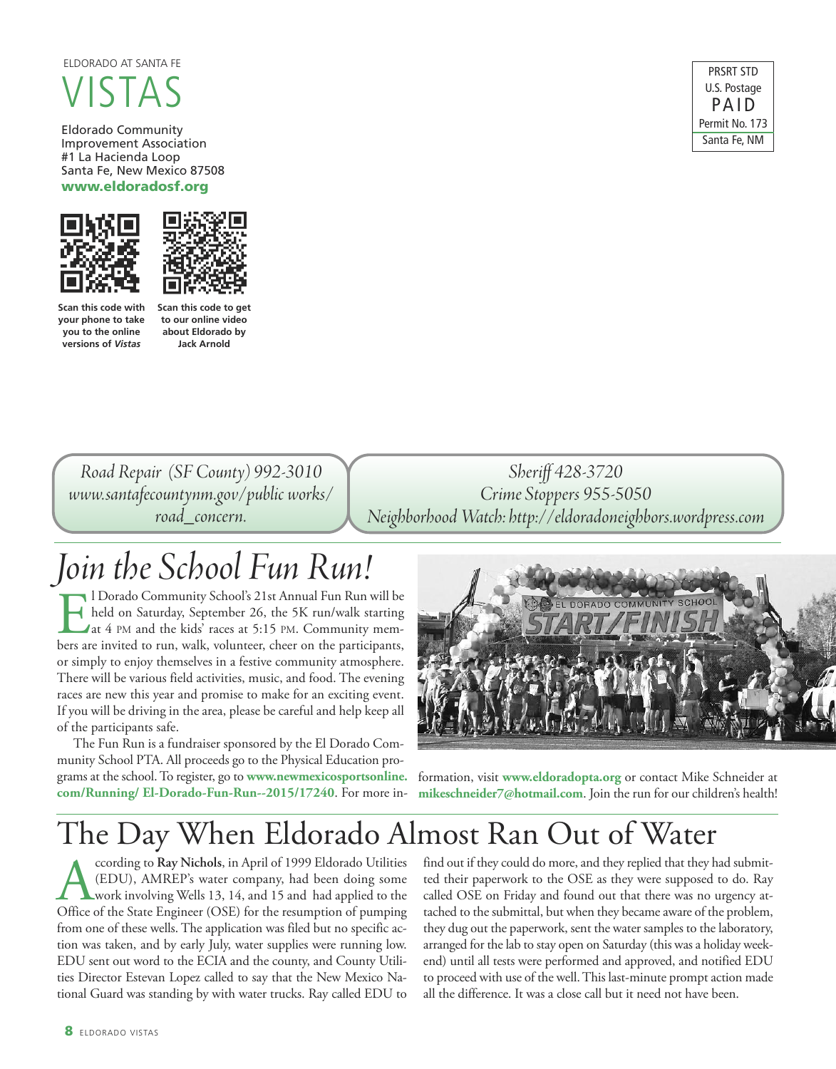ELDORADO AT SANTA FE

# VISTAS

Eldorado Community Improvement Association
#1 La Hacienda Loop
Santa Fe, New Mexico 87508
**www.eldoradosf.org**

**Scan this code with your phone to take you to the online versions of *Vistas***

**Scan this code to get to our online video about Eldorado by Jack Arnold**

PRSRT STD
U.S. Postage
PAID
Permit No. 173
Santa Fe, NM

*Road Repair (SF County) 992-3010*
*www.santafecountynm.gov/public works/road_concern.*

*Sheriff 428-3720*
*Crime Stoppers 955-5050*
*Neighborhood Watch: http://eldoradoneighbors.wordpress.com*

# *Join the School Fun Run!*

El Dorado Community School's 21st Annual Fun Run will be held on Saturday, September 26, the 5K run/walk starting at 4 PM and the kids' races at 5:15 PM. Community members are invited to run, walk, volunteer, cheer on the participants, or simply to enjoy themselves in a festive community atmosphere. There will be various field activities, music, and food. The evening races are new this year and promise to make for an exciting event. If you will be driving in the area, please be careful and help keep all of the participants safe.

The Fun Run is a fundraiser sponsored by the El Dorado Community School PTA. All proceeds go to the Physical Education programs at the school. To register, go to **www.newmexicosportsonline.com/Running/ El-Dorado-Fun-Run--2015/17240**. For more information, visit **www.eldoradopta.org** or contact Mike Schneider at **mikeschneider7@hotmail.com**. Join the run for our children's health!

# The Day When Eldorado Almost Ran Out of Water

According to **Ray Nichols**, in April of 1999 Eldorado Utilities (EDU), AMREP's water company, had been doing some work involving Wells 13, 14, and 15 and had applied to the Office of the State Engineer (OSE) for the resumption of pumping from one of these wells. The application was filed but no specific action was taken, and by early July, water supplies were running low. EDU sent out word to the ECIA and the county, and County Utilities Director Estevan Lopez called to say that the New Mexico National Guard was standing by with water trucks. Ray called EDU to find out if they could do more, and they replied that they had submitted their paperwork to the OSE as they were supposed to do. Ray called OSE on Friday and found out that there was no urgency attached to the submittal, but when they became aware of the problem, they dug out the paperwork, sent the water samples to the laboratory, arranged for the lab to stay open on Saturday (this was a holiday weekend) until all tests were performed and approved, and notified EDU to proceed with use of the well. This last-minute prompt action made all the difference. It was a close call but it need not have been.